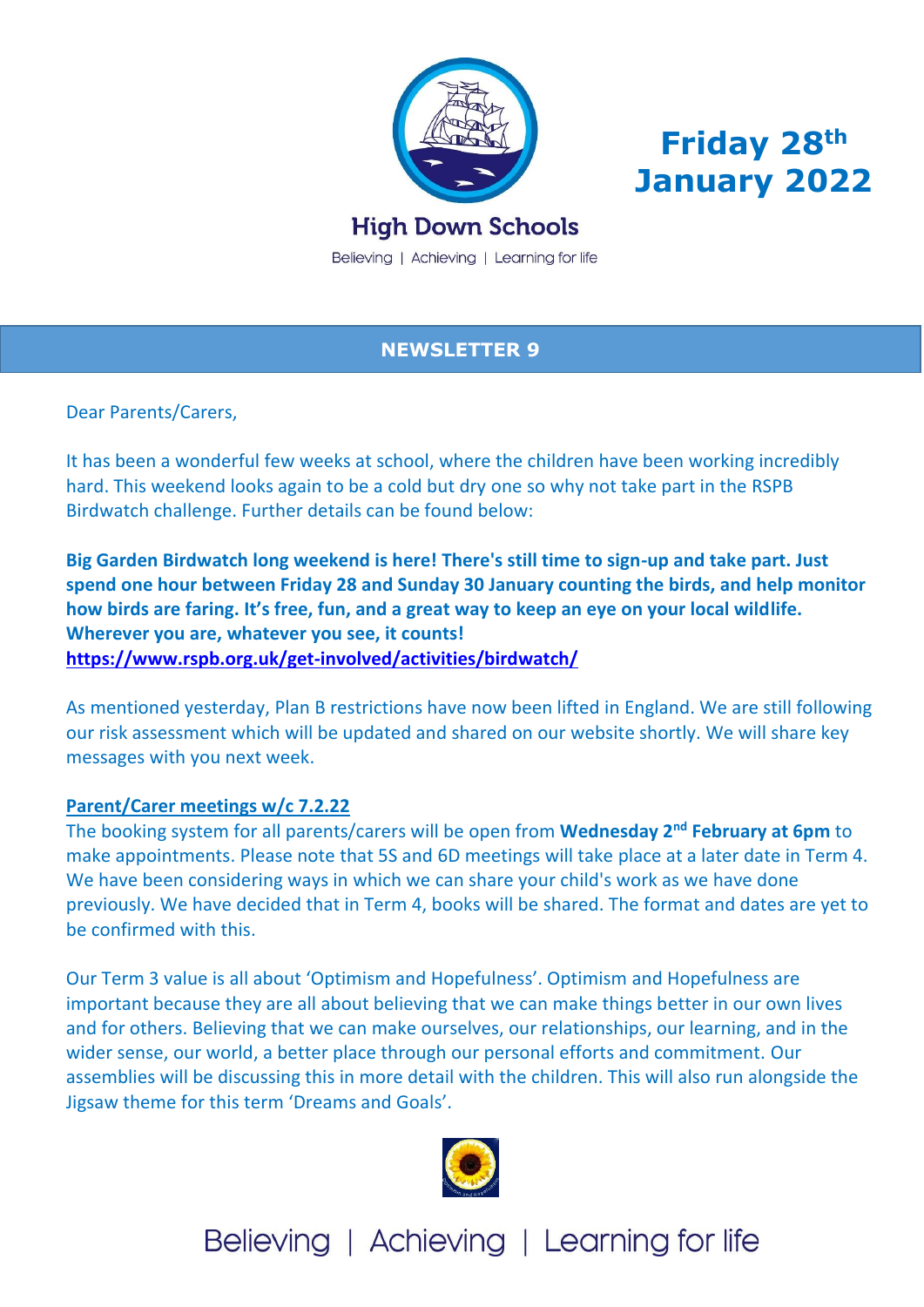High Down Schools

Believing | Achieving | Learning for life

# Friday 28th January 2022

## NEWSLETTER 9

Dear Parents/Carers,

It has been a wonderful few weeks at school, where the children have been working incredibly hard. This weekend looks again to be a cold but dry one so why not take part in the RSPB Birdwatch challenge. Further details can be found below:

**Big Garden Birdwatch long weekend is here! There's still time to sign-up and take part. Just spend one hour between Friday 28 and Sunday 30 January counting the birds, and help monitor how birds are faring. It's free, fun, and a great way to keep an eye on your local wildlife. Wherever you are, whatever you see, it counts!**
**https://www.rspb.org.uk/get-involved/activities/birdwatch/**

As mentioned yesterday, Plan B restrictions have now been lifted in England. We are still following our risk assessment which will be updated and shared on our website shortly. We will share key messages with you next week.

**Parent/Carer meetings w/c 7.2.22**

The booking system for all parents/carers will be open from **Wednesday 2nd February at 6pm** to make appointments. Please note that 5S and 6D meetings will take place at a later date in Term 4. We have been considering ways in which we can share your child's work as we have done previously. We have decided that in Term 4, books will be shared. The format and dates are yet to be confirmed with this.

Our Term 3 value is all about 'Optimism and Hopefulness'. Optimism and Hopefulness are important because they are all about believing that we can make things better in our own lives and for others. Believing that we can make ourselves, our relationships, our learning, and in the wider sense, our world, a better place through our personal efforts and commitment. Our assemblies will be discussing this in more detail with the children. This will also run alongside the Jigsaw theme for this term 'Dreams and Goals'.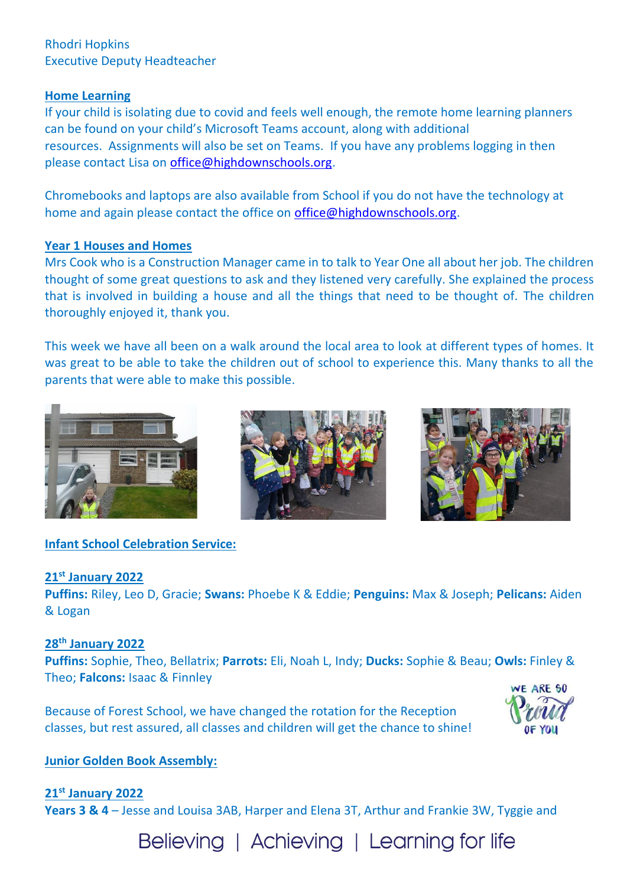Rhodri Hopkins
Executive Deputy Headteacher

**Home Learning**

If your child is isolating due to covid and feels well enough, the remote home learning planners can be found on your child's Microsoft Teams account, along with additional resources. Assignments will also be set on Teams. If you have any problems logging in then please contact Lisa on office@highdownschools.org.

Chromebooks and laptops are also available from School if you do not have the technology at home and again please contact the office on office@highdownschools.org.

**Year 1 Houses and Homes**

Mrs Cook who is a Construction Manager came in to talk to Year One all about her job. The children thought of some great questions to ask and they listened very carefully. She explained the process that is involved in building a house and all the things that need to be thought of. The children thoroughly enjoyed it, thank you.

This week we have all been on a walk around the local area to look at different types of homes. It was great to be able to take the children out of school to experience this. Many thanks to all the parents that were able to make this possible.

**Infant School Celebration Service:**

**21st January 2022**

**Puffins:** Riley, Leo D, Gracie; **Swans:** Phoebe K & Eddie; **Penguins:** Max & Joseph; **Pelicans:** Aiden & Logan

**28th January 2022**

**Puffins:** Sophie, Theo, Bellatrix; **Parrots:** Eli, Noah L, Indy; **Ducks:** Sophie & Beau; **Owls:** Finley & Theo; **Falcons:** Isaac & Finnley

Because of Forest School, we have changed the rotation for the Reception classes, but rest assured, all classes and children will get the chance to shine!

**Junior Golden Book Assembly:**

**21st January 2022**

**Years 3 & 4** – Jesse and Louisa 3AB, Harper and Elena 3T, Arthur and Frankie 3W, Tyggie and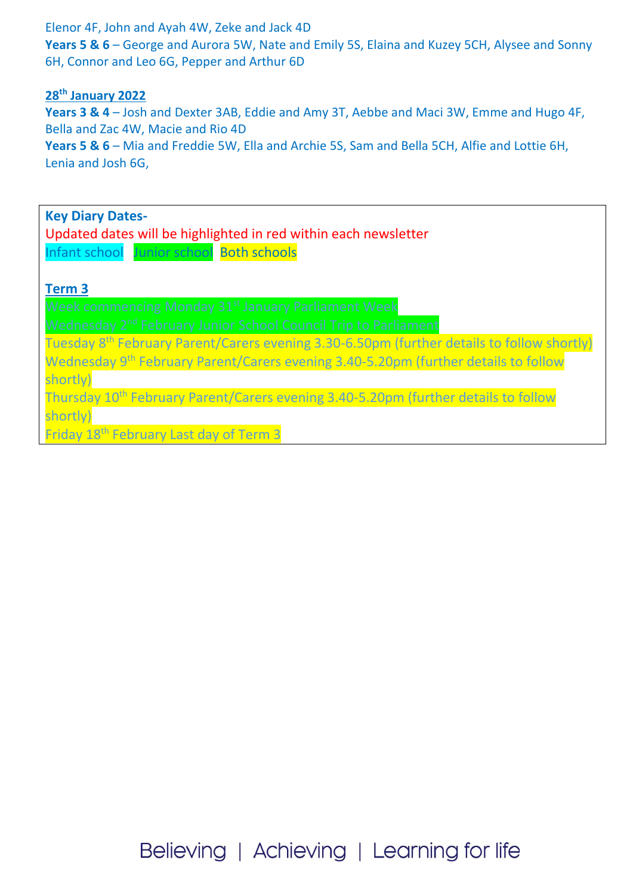Elenor 4F, John and Ayah 4W, Zeke and Jack 4D

**Years 5 & 6** – George and Aurora 5W, Nate and Emily 5S, Elaina and Kuzey 5CH, Alysee and Sonny 6H, Connor and Leo 6G, Pepper and Arthur 6D

**28th January 2022**

**Years 3 & 4** – Josh and Dexter 3AB, Eddie and Amy 3T, Aebbe and Maci 3W, Emme and Hugo 4F, Bella and Zac 4W, Macie and Rio 4D

**Years 5 & 6** – Mia and Freddie 5W, Ella and Archie 5S, Sam and Bella 5CH, Alfie and Lottie 6H, Lenia and Josh 6G,

**Key Diary Dates-**

Updated dates will be highlighted in red within each newsletter

Infant school Junior school Both schools

**Term 3**

Week commencing Monday 31st January Parliament Week

Wednesday 2nd February Junior School Council Trip to Parliament

Tuesday 8th February Parent/Carers evening 3.30-6.50pm (further details to follow shortly)

Wednesday 9th February Parent/Carers evening 3.40-5.20pm (further details to follow shortly)

Thursday 10th February Parent/Carers evening 3.40-5.20pm (further details to follow shortly)

Friday 18th February Last day of Term 3